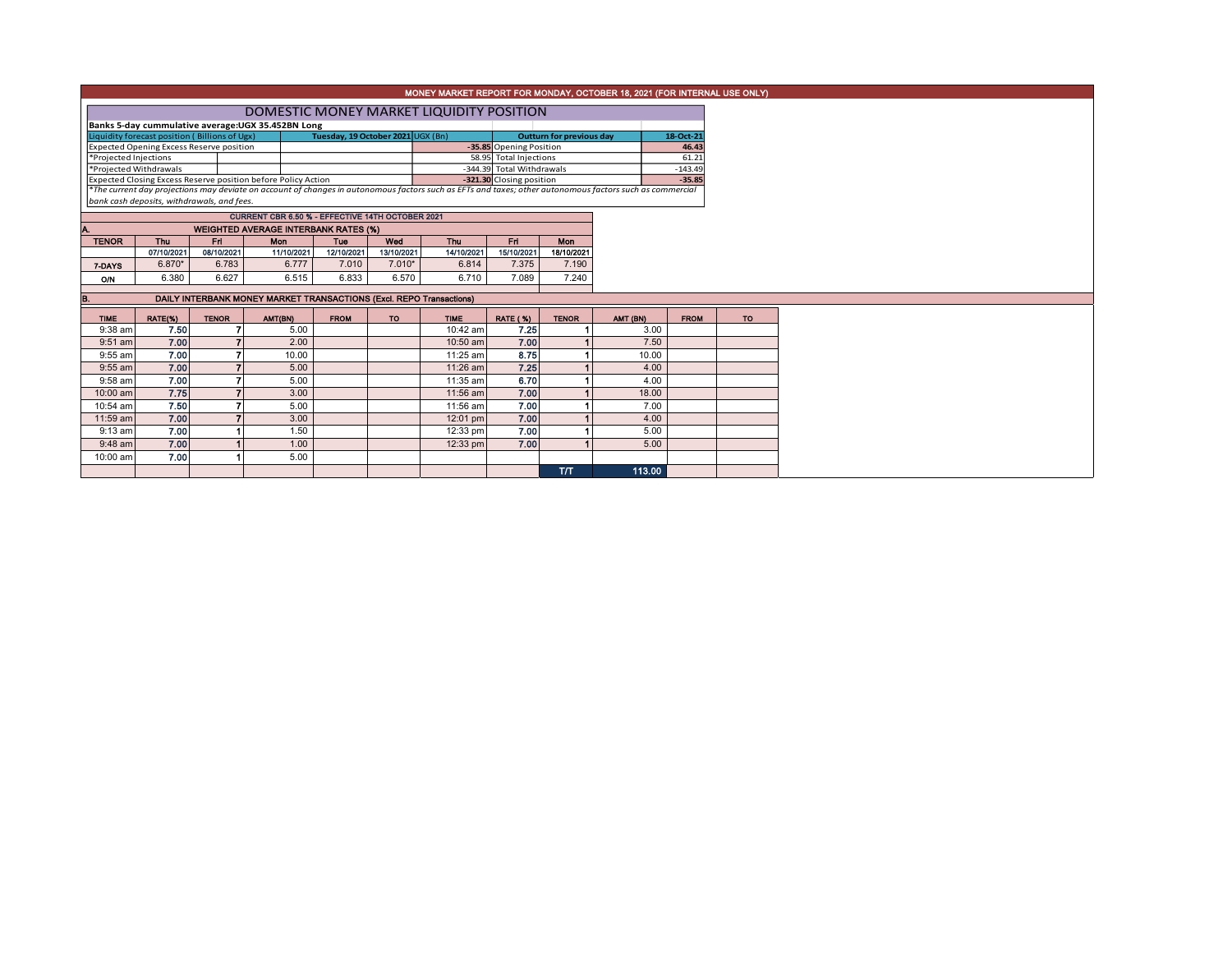# MONEY MARKET REPORT FOR MONDAY, OCTOBER 18, 2021 (FOR INTERNAL USE ONLY)

## DOMESTIC MONEY MARKET LIQUIDITY POSITION

**Banks 5-day cummulative average:UGX 35.452BN Long**

| Liquidity forecast position ( Billions of Ugx) | Tuesday, 19 October 2021 UGX (Bn) | Outturn for previous day | 18-Oct-21 |
|---|---|---|---|
| Expected Opening Excess Reserve position | -35.85 | Opening Position | 46.43 |
| *Projected Injections | 58.95 | Total Injections | 61.21 |
| *Projected Withdrawals | -344.39 | Total Withdrawals | -143.49 |
| Expected Closing Excess Reserve position before Policy Action | -321.30 | Closing position | -35.85 |

*\*The current day projections may deviate on account of changes in autonomous factors such as EFTs and taxes; other autonomous factors such as commercial bank cash deposits, withdrawals, and fees.*

**CURRENT CBR 6.50 % - EFFECTIVE 14TH OCTOBER 2021**

### A. WEIGHTED AVERAGE INTERBANK RATES (%)

| TENOR | Thu | Fri | Mon | Tue | Wed | Thu | Fri | Mon |
|---|---|---|---|---|---|---|---|---|
| | 07/10/2021 | 08/10/2021 | 11/10/2021 | 12/10/2021 | 13/10/2021 | 14/10/2021 | 15/10/2021 | 18/10/2021 |
| 7-DAYS | 6.870* | 6.783 | 6.777 | 7.010 | 7.010* | 6.814 | 7.375 | 7.190 |
| O/N | 6.380 | 6.627 | 6.515 | 6.833 | 6.570 | 6.710 | 7.089 | 7.240 |

### B. DAILY INTERBANK MONEY MARKET TRANSACTIONS (Excl. REPO Transactions)

| TIME | RATE(%) | TENOR | AMT(BN) | FROM | TO | TIME | RATE ( %) | TENOR | AMT (BN) | FROM | TO |
|---|---|---|---|---|---|---|---|---|---|---|---|
| 9:38 am | 7.50 | 7 | 5.00 | | | 10:42 am | 7.25 | 1 | 3.00 | | |
| 9:51 am | 7.00 | 7 | 2.00 | | | 10:50 am | 7.00 | 1 | 7.50 | | |
| 9:55 am | 7.00 | 7 | 10.00 | | | 11:25 am | 8.75 | 1 | 10.00 | | |
| 9:55 am | 7.00 | 7 | 5.00 | | | 11:26 am | 7.25 | 1 | 4.00 | | |
| 9:58 am | 7.00 | 7 | 5.00 | | | 11:35 am | 6.70 | 1 | 4.00 | | |
| 10:00 am | 7.75 | 7 | 3.00 | | | 11:56 am | 7.00 | 1 | 18.00 | | |
| 10:54 am | 7.50 | 7 | 5.00 | | | 11:56 am | 7.00 | 1 | 7.00 | | |
| 11:59 am | 7.00 | 7 | 3.00 | | | 12:01 pm | 7.00 | 1 | 4.00 | | |
| 9:13 am | 7.00 | 1 | 1.50 | | | 12:33 pm | 7.00 | 1 | 5.00 | | |
| 9:48 am | 7.00 | 1 | 1.00 | | | 12:33 pm | 7.00 | 1 | 5.00 | | |
| 10:00 am | 7.00 | 1 | 5.00 | | | | | | | | |
| | | | | | | | | T/T | 113.00 | | |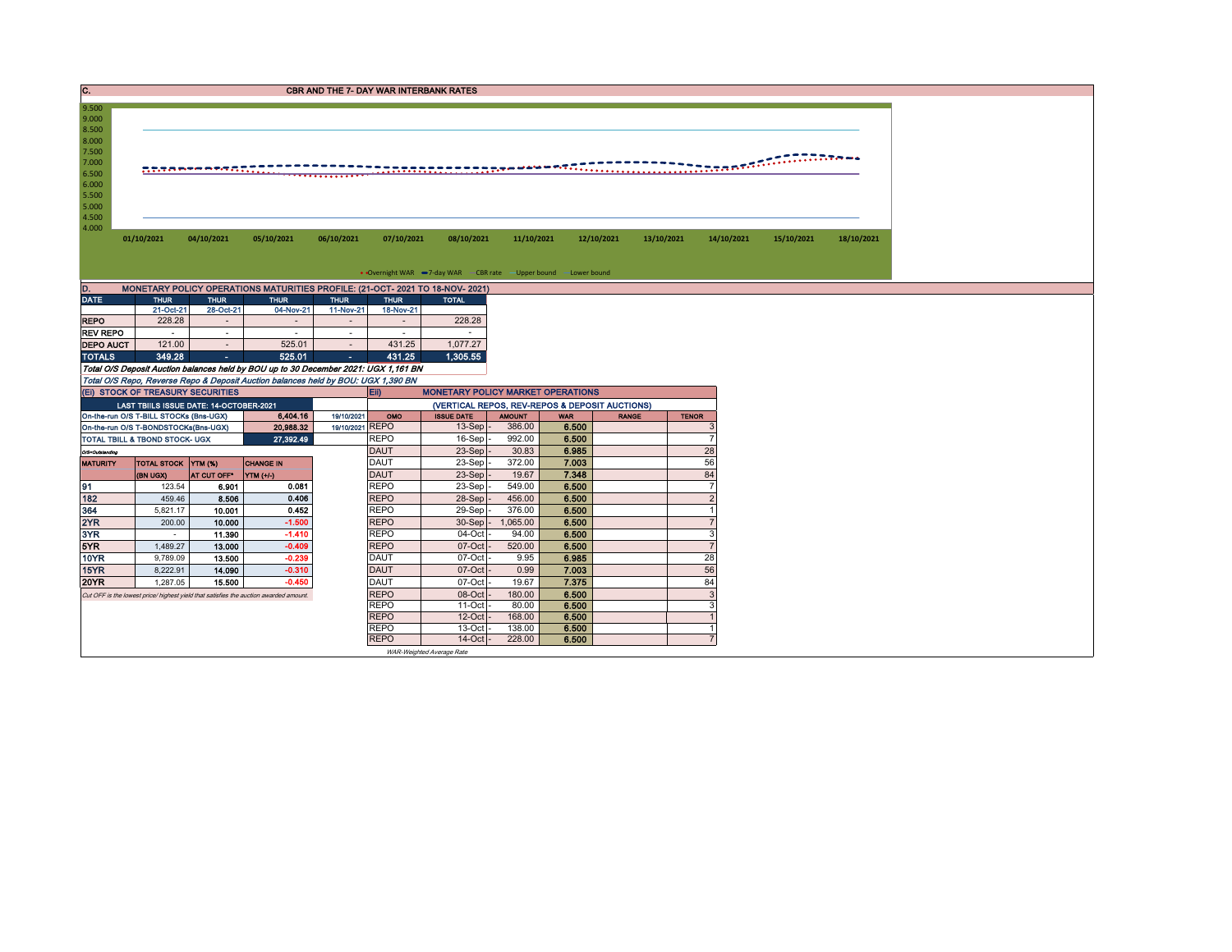## C. CBR AND THE 7- DAY WAR INTERBANK RATES

9.500
9.000
8.500
8.000
7.500
7.000
6.500
6.000
5.500
5.000
4.500
4.000

01/10/2021 04/10/2021 05/10/2021 06/10/2021 07/10/2021 08/10/2021 11/10/2021 12/10/2021 13/10/2021 14/10/2021 15/10/2021 18/10/2021

Overnight WAR | 7-day WAR | CBR rate | Upper bound | Lower bound

## D. MONETARY POLICY OPERATIONS MATURITIES PROFILE: (21-OCT- 2021 TO 18-NOV- 2021)

| DATE | THUR | THUR | THUR | THUR | THUR | TOTAL |
|---|---|---|---|---|---|---|
| | 21-Oct-21 | 28-Oct-21 | 04-Nov-21 | 11-Nov-21 | 18-Nov-21 | |
| REPO | 228.28 | - | - | - | - | 228.28 |
| REV REPO | - | - | - | - | - | - |
| DEPO AUCT | 121.00 | - | 525.01 | - | 431.25 | 1,077.27 |
| TOTALS | 349.28 | - | 525.01 | - | 431.25 | 1,305.55 |

*Total O/S Deposit Auction balances held by BOU up to 30 December 2021: UGX 1,161 BN*

*Total O/S Repo, Reverse Repo & Deposit Auction balances held by BOU: UGX 1,390 BN*

## (Ei) STOCK OF TREASURY SECURITIES

| LAST TBIILS ISSUE DATE: 14-OCTOBER-2021 | | |
|---|---|---|
| On-the-run O/S T-BILL STOCKs (Bns-UGX) | 6,404.16 | 19/10/2021 |
| On-the-run O/S T-BONDSTOCKs(Bns-UGX) | 20,988.32 | 19/10/2021 |
| TOTAL TBILL & TBOND STOCK- UGX | 27,392.49 | |

*O/S=Outstanding*

| MATURITY | TOTAL STOCK (BN UGX) | YTM (%) AT CUT OFF* | CHANGE IN YTM (+/-) |
|---|---|---|---|
| 91 | 123.54 | 6.901 | 0.081 |
| 182 | 459.46 | 8.506 | 0.406 |
| 364 | 5,821.17 | 10.001 | 0.452 |
| 2YR | 200.00 | 10.000 | -1.500 |
| 3YR | - | 11.390 | -1.410 |
| 5YR | 1,489.27 | 13.000 | -0.409 |
| 10YR | 9,789.09 | 13.500 | -0.239 |
| 15YR | 8,222.91 | 14.090 | -0.310 |
| 20YR | 1,287.05 | 15.500 | -0.450 |

*Cut OFF is the lowest price/ highest yield that satisfies the auction awarded amount.*

## Eii) MONETARY POLICY MARKET OPERATIONS

(VERTICAL REPOS, REV-REPOS & DEPOSIT AUCTIONS)

| OMO | ISSUE DATE | AMOUNT | WAR | RANGE | TENOR |
|---|---|---|---|---|---|
| REPO | 13-Sep | 386.00 | 6.500 | | 3 |
| REPO | 16-Sep | 992.00 | 6.500 | | 7 |
| DAUT | 23-Sep | 30.83 | 6.985 | | 28 |
| DAUT | 23-Sep | 372.00 | 7.003 | | 56 |
| DAUT | 23-Sep | 19.67 | 7.348 | | 84 |
| REPO | 23-Sep | 549.00 | 6.500 | | 7 |
| REPO | 28-Sep | 456.00 | 6.500 | | 2 |
| REPO | 29-Sep | 376.00 | 6.500 | | 1 |
| REPO | 30-Sep | 1,065.00 | 6.500 | | 7 |
| REPO | 04-Oct | 94.00 | 6.500 | | 3 |
| REPO | 07-Oct | 520.00 | 6.500 | | 7 |
| DAUT | 07-Oct | 9.95 | 6.985 | | 28 |
| DAUT | 07-Oct | 0.99 | 7.003 | | 56 |
| DAUT | 07-Oct | 19.67 | 7.375 | | 84 |
| REPO | 08-Oct | 180.00 | 6.500 | | 3 |
| REPO | 11-Oct | 80.00 | 6.500 | | 3 |
| REPO | 12-Oct | 168.00 | 6.500 | | 1 |
| REPO | 13-Oct | 138.00 | 6.500 | | 1 |
| REPO | 14-Oct | 228.00 | 6.500 | | 7 |

*WAR-Weighted Average Rate*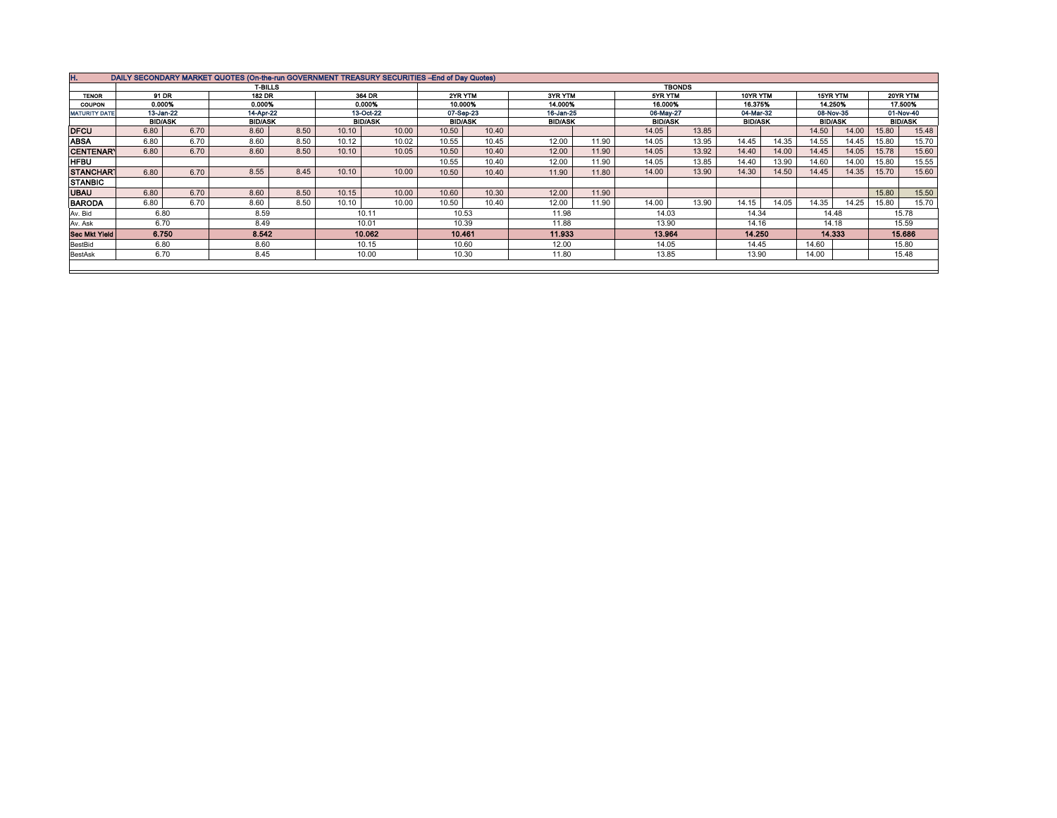| H. | DAILY SECONDARY MARKET QUOTES (On-the-run GOVERNMENT TREASURY SECURITIES –End of Day Quotes) | | | | | | | | | | | | | | | | | |
|---|---|---|---|---|---|---|---|---|---|---|---|---|---|---|---|---|---|---|
| | T-BILLS | | | | | | TBONDS | | | | | | | | | | | |
| TENOR | 91 DR | | 182 DR | | 364 DR | | 2YR YTM | | 3YR YTM | | 5YR YTM | | 10YR YTM | | 15YR YTM | | 20YR YTM | |
| COUPON | 0.000% | | 0.000% | | 0.000% | | 10.000% | | 14.000% | | 16.000% | | 16.375% | | 14.250% | | 17.500% | |
| MATURITY DATE | 13-Jan-22 | | 14-Apr-22 | | 13-Oct-22 | | 07-Sep-23 | | 16-Jan-25 | | 06-May-27 | | 04-Mar-32 | | 08-Nov-35 | | 01-Nov-40 | |
| | BID/ASK | | BID/ASK | | BID/ASK | | BID/ASK | | BID/ASK | | BID/ASK | | BID/ASK | | BID/ASK | | BID/ASK | |
| DFCU | 6.80 | 6.70 | 8.60 | 8.50 | 10.10 | 10.00 | 10.50 | 10.40 | | | 14.05 | 13.85 | | | 14.50 | 14.00 | 15.80 | 15.48 |
| ABSA | 6.80 | 6.70 | 8.60 | 8.50 | 10.12 | 10.02 | 10.55 | 10.45 | 12.00 | 11.90 | 14.05 | 13.95 | 14.45 | 14.35 | 14.55 | 14.45 | 15.80 | 15.70 |
| CENTENARY | 6.80 | 6.70 | 8.60 | 8.50 | 10.10 | 10.05 | 10.50 | 10.40 | 12.00 | 11.90 | 14.05 | 13.92 | 14.40 | 14.00 | 14.45 | 14.05 | 15.78 | 15.60 |
| HFBU | | | | | | | 10.55 | 10.40 | 12.00 | 11.90 | 14.05 | 13.85 | 14.40 | 13.90 | 14.60 | 14.00 | 15.80 | 15.55 |
| STANCHART | 6.80 | 6.70 | 8.55 | 8.45 | 10.10 | 10.00 | 10.50 | 10.40 | 11.90 | 11.80 | 14.00 | 13.90 | 14.30 | 14.50 | 14.45 | 14.35 | 15.70 | 15.60 |
| STANBIC | | | | | | | | | | | | | | | | | | |
| UBAU | 6.80 | 6.70 | 8.60 | 8.50 | 10.15 | 10.00 | 10.60 | 10.30 | 12.00 | 11.90 | | | | | | | 15.80 | 15.50 |
| BARODA | 6.80 | 6.70 | 8.60 | 8.50 | 10.10 | 10.00 | 10.50 | 10.40 | 12.00 | 11.90 | 14.00 | 13.90 | 14.15 | 14.05 | 14.35 | 14.25 | 15.80 | 15.70 |
| Av. Bid | 6.80 | | 8.59 | | 10.11 | | 10.53 | | 11.98 | | 14.03 | | 14.34 | | 14.48 | | 15.78 | |
| Av. Ask | 6.70 | | 8.49 | | 10.01 | | 10.39 | | 11.88 | | 13.90 | | 14.16 | | 14.18 | | 15.59 | |
| Sec Mkt Yield | 6.750 | | 8.542 | | 10.062 | | 10.461 | | 11.933 | | 13.964 | | 14.250 | | 14.333 | | 15.686 | |
| BestBid | 6.80 | | 8.60 | | 10.15 | | 10.60 | | 12.00 | | 14.05 | | 14.45 | | 14.60 | | 15.80 | |
| BestAsk | 6.70 | | 8.45 | | 10.00 | | 10.30 | | 11.80 | | 13.85 | | 13.90 | | 14.00 | | 15.48 | |